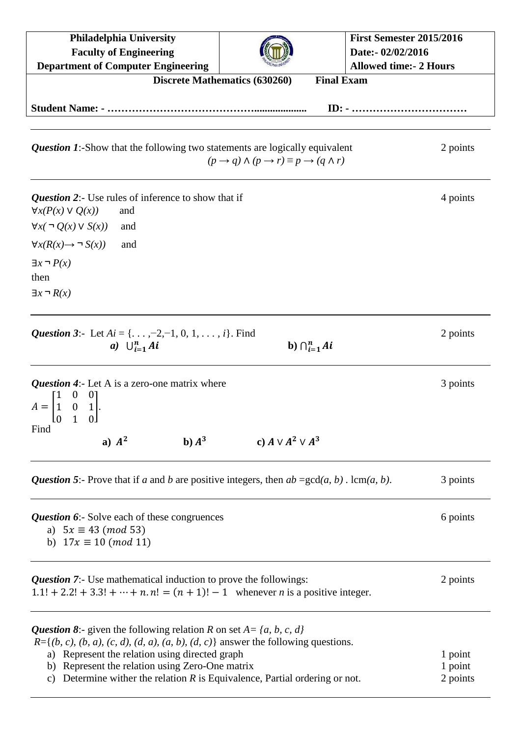| Philadelphia University<br>Faculty of Engineering<br>Department of Computer Engineering | | First Semester 2015/2016<br>Date:- 02/02/2016<br>Allowed time:- 2 Hours |
|---|---|---|

**Discrete Mathematics (630260)  Final Exam**

**Student Name: - ……………………………………...................  ID: - ……………………………**

---

***Question 1***:-Show that the following two statements are logically equivalent — 2 points

$$(p \rightarrow q) \wedge (p \rightarrow r) \equiv p \rightarrow (q \wedge r)$$

---

***Question 2***:- Use rules of inference to show that if — 4 points

$\forall x(P(x) \vee Q(x))$ and

$\forall x(\neg Q(x) \vee S(x))$ and

$\forall x(R(x) \rightarrow \neg S(x))$ and

$\exists x \neg P(x)$

then

$\exists x \neg R(x)$

---

***Question 3***:- Let $Ai = \{\ldots, -2, -1, 0, 1, \ldots, i\}$. Find — 2 points

***a)*** $\bigcup_{i=1}^{n} Ai$  **b)** $\bigcap_{i=1}^{n} Ai$

---

***Question 4***:- Let A is a zero-one matrix where — 3 points

$$A = \begin{bmatrix} 1 & 0 & 0 \\ 1 & 0 & 1 \\ 0 & 1 & 0 \end{bmatrix}.$$

Find

**a)** $A^2$  **b)** $A^3$  **c)** $A \vee A^2 \vee A^3$

---

***Question 5***:- Prove that if *a* and *b* are positive integers, then $ab = \gcd(a, b) \cdot \operatorname{lcm}(a, b)$. — 3 points

---

***Question 6***:- Solve each of these congruences — 6 points

a) $5x \equiv 43 \ (mod\ 53)$
b) $17x \equiv 10 \ (mod\ 11)$

---

***Question 7***:- Use mathematical induction to prove the followings: — 2 points

$1.1! + 2.2! + 3.3! + \cdots + n.n! = (n+1)! - 1$ whenever *n* is a positive integer.

---

***Question 8***:- given the following relation *R* on set $A = \{a, b, c, d\}$

$R = \{(b, c), (b, a), (c, d), (d, a), (a, b), (d, c)\}$ answer the following questions.

a) Represent the relation using directed graph — 1 point
b) Represent the relation using Zero-One matrix — 1 point
c) Determine wither the relation *R* is Equivalence, Partial ordering or not. — 2 points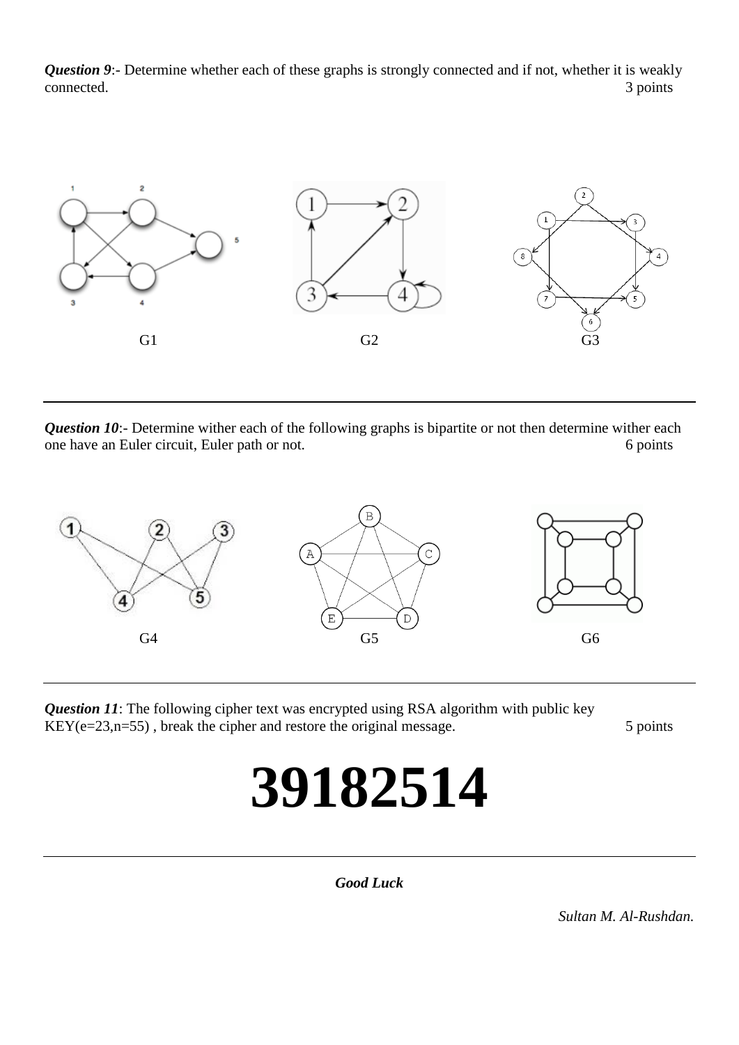***Question 9***:- Determine whether each of these graphs is strongly connected and if not, whether it is weakly connected. 3 points

G1 G2 G3

---

***Question 10***:- Determine wither each of the following graphs is bipartite or not then determine wither each one have an Euler circuit, Euler path or not. 6 points

G4 G5 G6

---

***Question 11***: The following cipher text was encrypted using RSA algorithm with public key KEY(e=23,n=55) , break the cipher and restore the original message. 5 points

# 39182514

---

***Good Luck***

*Sultan M. Al-Rushdan.*